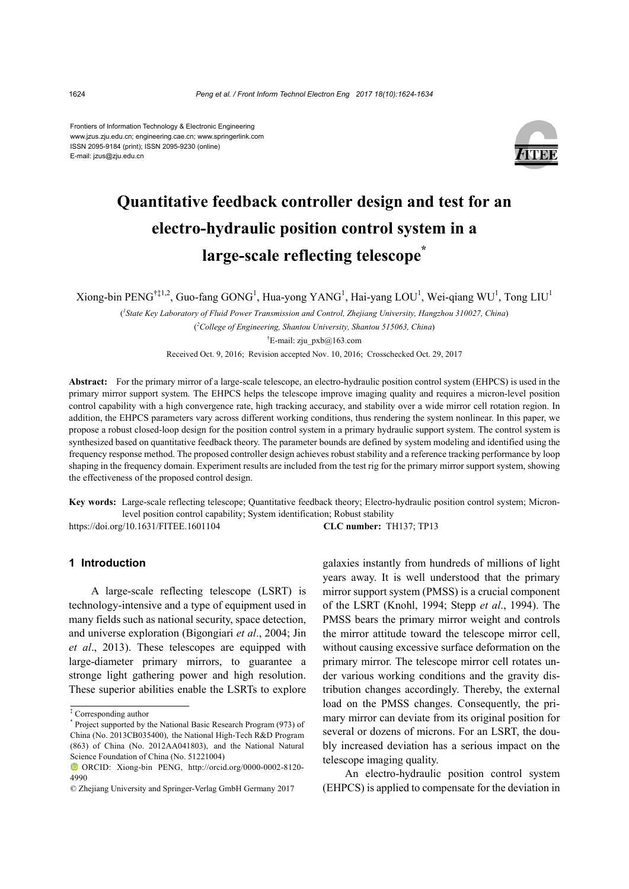Frontiers of Information Technology & Electronic Engineering
www.jzus.zju.edu.cn; engineering.cae.cn; www.springerlink.com
ISSN 2095-9184 (print); ISSN 2095-9230 (online)
E-mail: jzus@zju.edu.cn

# Quantitative feedback controller design and test for an electro-hydraulic position control system in a large-scale reflecting telescope*

Xiong-bin PENG[†‡1,2], Guo-fang GONG[1], Hua-yong YANG[1], Hai-yang LOU[1], Wei-qiang WU[1], Tong LIU[1]

([1]State Key Laboratory of Fluid Power Transmission and Control, Zhejiang University, Hangzhou 310027, China)

([2]College of Engineering, Shantou University, Shantou 515063, China)

[†]E-mail: zju_pxb@163.com

Received Oct. 9, 2016; Revision accepted Nov. 10, 2016; Crosschecked Oct. 29, 2017

**Abstract:** For the primary mirror of a large-scale telescope, an electro-hydraulic position control system (EHPCS) is used in the primary mirror support system. The EHPCS helps the telescope improve imaging quality and requires a micron-level position control capability with a high convergence rate, high tracking accuracy, and stability over a wide mirror cell rotation region. In addition, the EHPCS parameters vary across different working conditions, thus rendering the system nonlinear. In this paper, we propose a robust closed-loop design for the position control system in a primary hydraulic support system. The control system is synthesized based on quantitative feedback theory. The parameter bounds are defined by system modeling and identified using the frequency response method. The proposed controller design achieves robust stability and a reference tracking performance by loop shaping in the frequency domain. Experiment results are included from the test rig for the primary mirror support system, showing the effectiveness of the proposed control design.

**Key words:** Large-scale reflecting telescope; Quantitative feedback theory; Electro-hydraulic position control system; Micron-level position control capability; System identification; Robust stability

https://doi.org/10.1631/FITEE.1601104 **CLC number:** TH137; TP13

## 1 Introduction

A large-scale reflecting telescope (LSRT) is technology-intensive and a type of equipment used in many fields such as national security, space detection, and universe exploration (Bigongiari *et al*., 2004; Jin *et al*., 2013). These telescopes are equipped with large-diameter primary mirrors, to guarantee a stronge light gathering power and high resolution. These superior abilities enable the LSRTs to explore galaxies instantly from hundreds of millions of light years away. It is well understood that the primary mirror support system (PMSS) is a crucial component of the LSRT (Knohl, 1994; Stepp *et al*., 1994). The PMSS bears the primary mirror weight and controls the mirror attitude toward the telescope mirror cell, without causing excessive surface deformation on the primary mirror. The telescope mirror cell rotates under various working conditions and the gravity distribution changes accordingly. Thereby, the external load on the PMSS changes. Consequently, the primary mirror can deviate from its original position for several or dozens of microns. For an LSRT, the doubly increased deviation has a serious impact on the telescope imaging quality.

An electro-hydraulic position control system (EHPCS) is applied to compensate for the deviation in

---

‡ Corresponding author

\* Project supported by the National Basic Research Program (973) of China (No. 2013CB035400), the National High-Tech R&D Program (863) of China (No. 2012AA041803), and the National Natural Science Foundation of China (No. 51221004)

ORCID: Xiong-bin PENG, http://orcid.org/0000-0002-8120-4990

© Zhejiang University and Springer-Verlag GmbH Germany 2017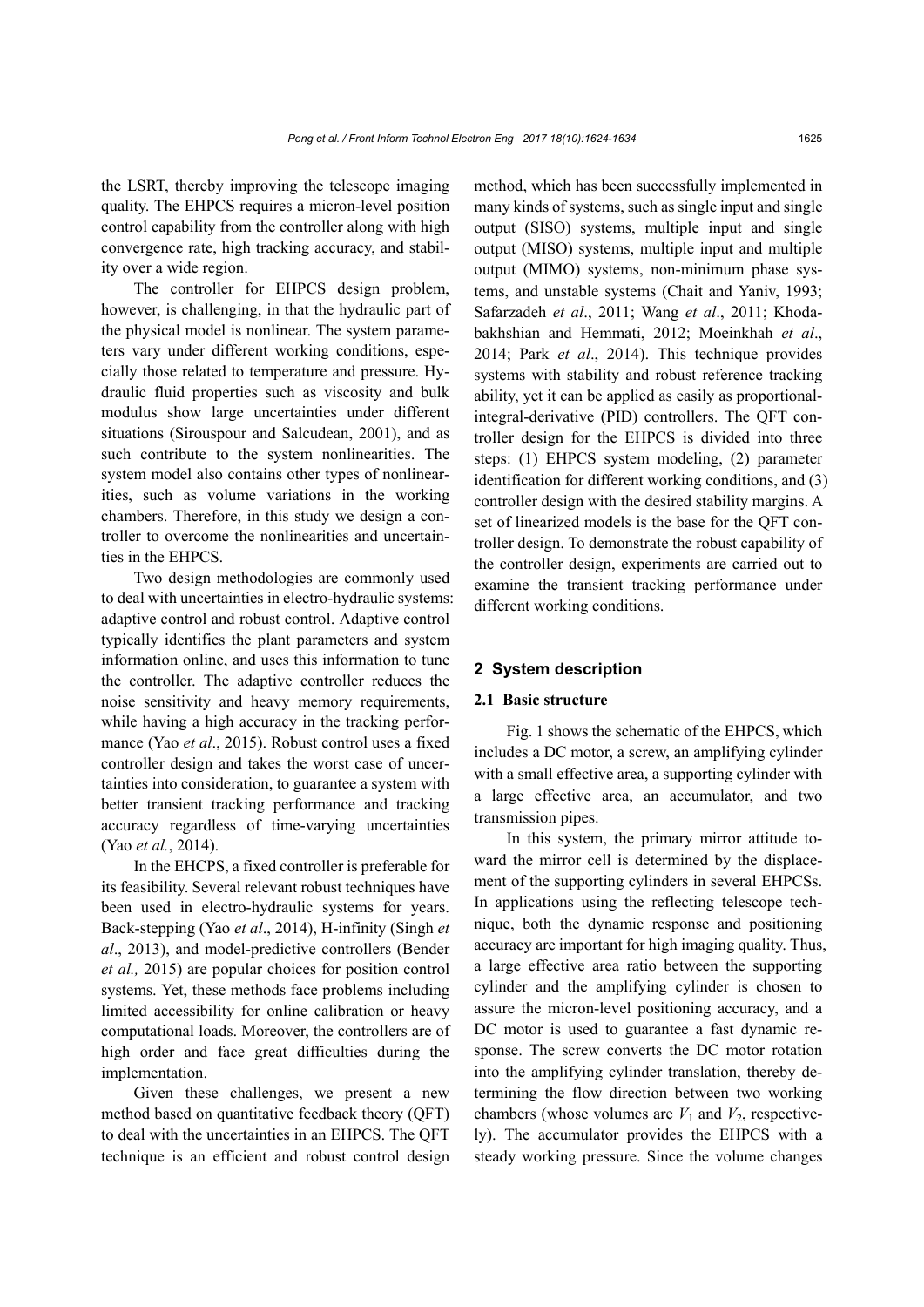the LSRT, thereby improving the telescope imaging quality. The EHPCS requires a micron-level position control capability from the controller along with high convergence rate, high tracking accuracy, and stability over a wide region.

The controller for EHPCS design problem, however, is challenging, in that the hydraulic part of the physical model is nonlinear. The system parameters vary under different working conditions, especially those related to temperature and pressure. Hydraulic fluid properties such as viscosity and bulk modulus show large uncertainties under different situations (Sirouspour and Salcudean, 2001), and as such contribute to the system nonlinearities. The system model also contains other types of nonlinearities, such as volume variations in the working chambers. Therefore, in this study we design a controller to overcome the nonlinearities and uncertainties in the EHPCS.

Two design methodologies are commonly used to deal with uncertainties in electro-hydraulic systems: adaptive control and robust control. Adaptive control typically identifies the plant parameters and system information online, and uses this information to tune the controller. The adaptive controller reduces the noise sensitivity and heavy memory requirements, while having a high accuracy in the tracking performance (Yao *et al*., 2015). Robust control uses a fixed controller design and takes the worst case of uncertainties into consideration, to guarantee a system with better transient tracking performance and tracking accuracy regardless of time-varying uncertainties (Yao *et al.*, 2014).

In the EHCPS, a fixed controller is preferable for its feasibility. Several relevant robust techniques have been used in electro-hydraulic systems for years. Back-stepping (Yao *et al*., 2014), H-infinity (Singh *et al*., 2013), and model-predictive controllers (Bender *et al.,* 2015) are popular choices for position control systems. Yet, these methods face problems including limited accessibility for online calibration or heavy computational loads. Moreover, the controllers are of high order and face great difficulties during the implementation.

Given these challenges, we present a new method based on quantitative feedback theory (QFT) to deal with the uncertainties in an EHPCS. The QFT technique is an efficient and robust control design method, which has been successfully implemented in many kinds of systems, such as single input and single output (SISO) systems, multiple input and single output (MISO) systems, multiple input and multiple output (MIMO) systems, non-minimum phase systems, and unstable systems (Chait and Yaniv, 1993; Safarzadeh *et al*., 2011; Wang *et al*., 2011; Khodabakhshian and Hemmati, 2012; Moeinkhah *et al*., 2014; Park *et al*., 2014). This technique provides systems with stability and robust reference tracking ability, yet it can be applied as easily as proportional-integral-derivative (PID) controllers. The QFT controller design for the EHPCS is divided into three steps: (1) EHPCS system modeling, (2) parameter identification for different working conditions, and (3) controller design with the desired stability margins. A set of linearized models is the base for the QFT controller design. To demonstrate the robust capability of the controller design, experiments are carried out to examine the transient tracking performance under different working conditions.

## 2 System description

### 2.1 Basic structure

Fig. 1 shows the schematic of the EHPCS, which includes a DC motor, a screw, an amplifying cylinder with a small effective area, a supporting cylinder with a large effective area, an accumulator, and two transmission pipes.

In this system, the primary mirror attitude toward the mirror cell is determined by the displacement of the supporting cylinders in several EHPCSs. In applications using the reflecting telescope technique, both the dynamic response and positioning accuracy are important for high imaging quality. Thus, a large effective area ratio between the supporting cylinder and the amplifying cylinder is chosen to assure the micron-level positioning accuracy, and a DC motor is used to guarantee a fast dynamic response. The screw converts the DC motor rotation into the amplifying cylinder translation, thereby determining the flow direction between two working chambers (whose volumes are $V_1$ and $V_2$, respectively). The accumulator provides the EHPCS with a steady working pressure. Since the volume changes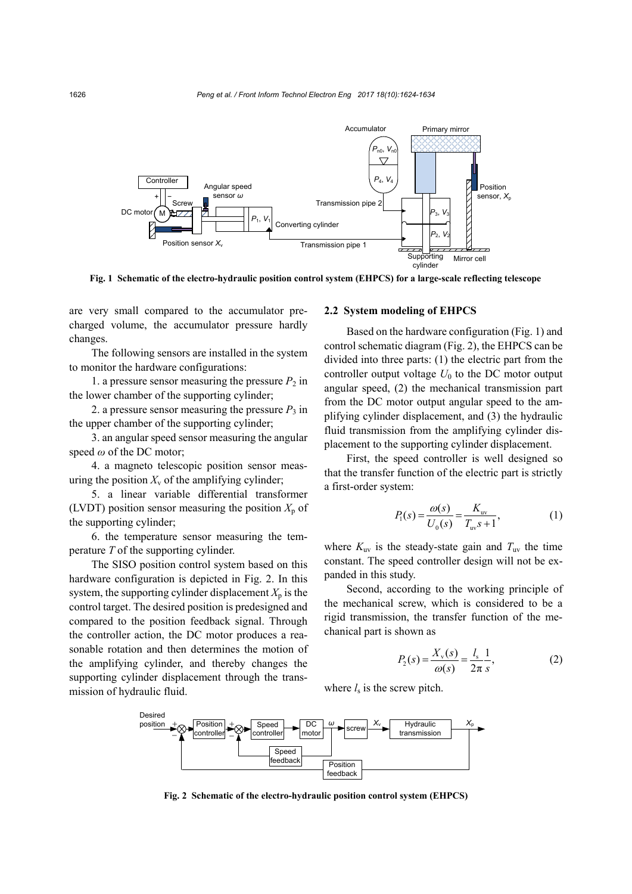Fig. 1 Schematic of the electro-hydraulic position control system (EHPCS) for a large-scale reflecting telescope

are very small compared to the accumulator precharged volume, the accumulator pressure hardly changes.

The following sensors are installed in the system to monitor the hardware configurations:

1. a pressure sensor measuring the pressure $P_2$ in the lower chamber of the supporting cylinder;

2. a pressure sensor measuring the pressure $P_3$ in the upper chamber of the supporting cylinder;

3. an angular speed sensor measuring the angular speed $\omega$ of the DC motor;

4. a magneto telescopic position sensor measuring the position $X_v$ of the amplifying cylinder;

5. a linear variable differential transformer (LVDT) position sensor measuring the position $X_p$ of the supporting cylinder;

6. the temperature sensor measuring the temperature $T$ of the supporting cylinder.

The SISO position control system based on this hardware configuration is depicted in Fig. 2. In this system, the supporting cylinder displacement $X_p$ is the control target. The desired position is predesigned and compared to the position feedback signal. Through the controller action, the DC motor produces a reasonable rotation and then determines the motion of the amplifying cylinder, and thereby changes the supporting cylinder displacement through the transmission of hydraulic fluid.

### 2.2 System modeling of EHPCS

Based on the hardware configuration (Fig. 1) and control schematic diagram (Fig. 2), the EHPCS can be divided into three parts: (1) the electric part from the controller output voltage $U_0$ to the DC motor output angular speed, (2) the mechanical transmission part from the DC motor output angular speed to the amplifying cylinder displacement, and (3) the hydraulic fluid transmission from the amplifying cylinder displacement to the supporting cylinder displacement.

First, the speed controller is well designed so that the transfer function of the electric part is strictly a first-order system:

$$P_1(s) = \frac{\omega(s)}{U_0(s)} = \frac{K_{uv}}{T_{uv}s+1}, \tag{1}$$

where $K_{uv}$ is the steady-state gain and $T_{uv}$ the time constant. The speed controller design will not be expanded in this study.

Second, according to the working principle of the mechanical screw, which is considered to be a rigid transmission, the transfer function of the mechanical part is shown as

$$P_2(s) = \frac{X_v(s)}{\omega(s)} = \frac{l_s}{2\pi}\frac{1}{s}, \tag{2}$$

where $l_s$ is the screw pitch.

Fig. 2 Schematic of the electro-hydraulic position control system (EHPCS)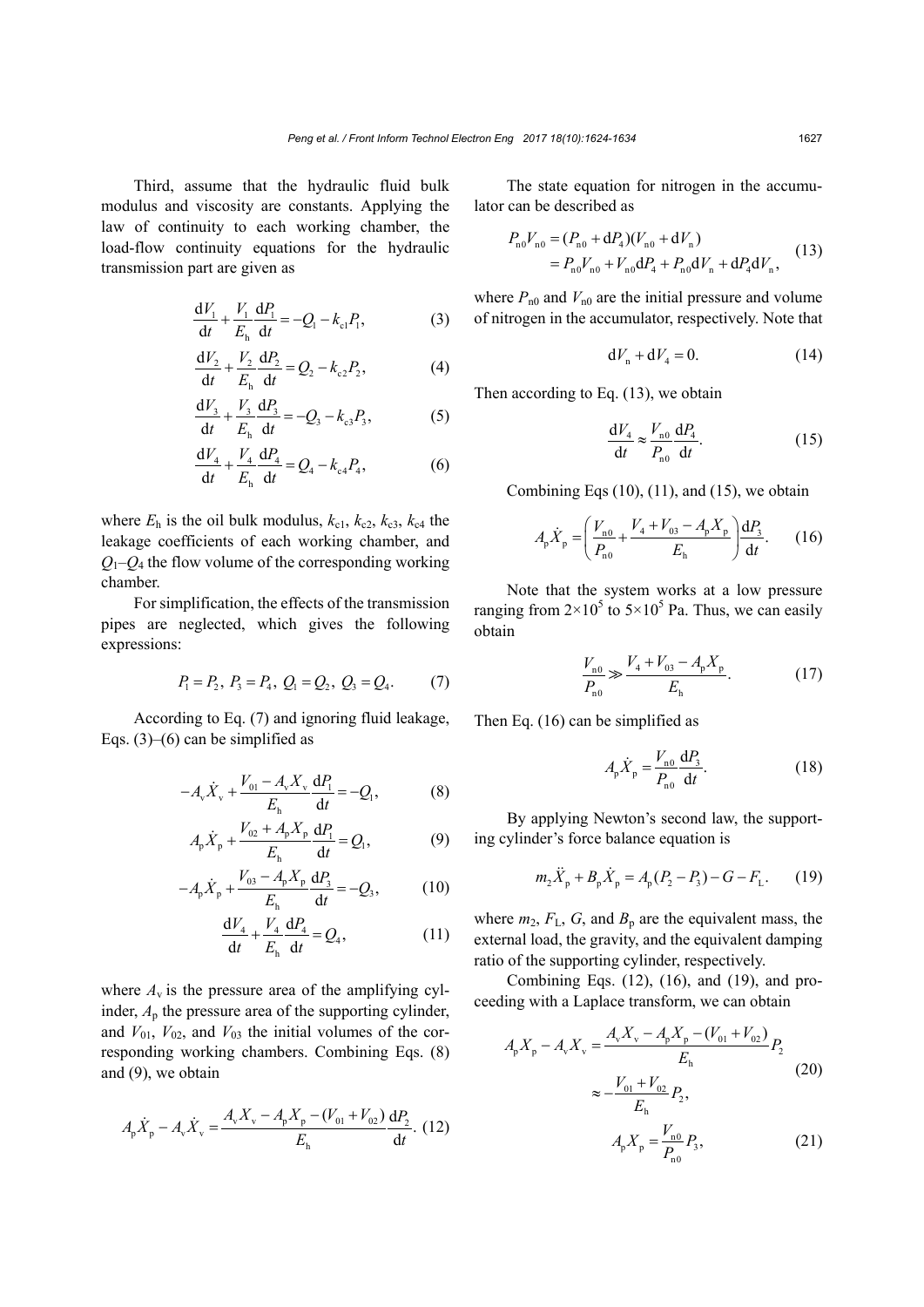Third, assume that the hydraulic fluid bulk modulus and viscosity are constants. Applying the law of continuity to each working chamber, the load-flow continuity equations for the hydraulic transmission part are given as

$$\frac{\mathrm{d}V_1}{\mathrm{d}t}+\frac{V_1}{E_\mathrm{h}}\frac{\mathrm{d}P_1}{\mathrm{d}t}=-Q_1-k_{\mathrm{c}1}P_1, \tag{3}$$

$$\frac{\mathrm{d}V_2}{\mathrm{d}t}+\frac{V_2}{E_\mathrm{h}}\frac{\mathrm{d}P_2}{\mathrm{d}t}=Q_2-k_{\mathrm{c}2}P_2, \tag{4}$$

$$\frac{\mathrm{d}V_3}{\mathrm{d}t}+\frac{V_3}{E_\mathrm{h}}\frac{\mathrm{d}P_3}{\mathrm{d}t}=-Q_3-k_{\mathrm{c}3}P_3, \tag{5}$$

$$\frac{\mathrm{d}V_4}{\mathrm{d}t}+\frac{V_4}{E_\mathrm{h}}\frac{\mathrm{d}P_4}{\mathrm{d}t}=Q_4-k_{\mathrm{c}4}P_4, \tag{6}$$

where $E_\mathrm{h}$ is the oil bulk modulus, $k_{\mathrm{c}1}$, $k_{\mathrm{c}2}$, $k_{\mathrm{c}3}$, $k_{\mathrm{c}4}$ the leakage coefficients of each working chamber, and $Q_1$–$Q_4$ the flow volume of the corresponding working chamber.

For simplification, the effects of the transmission pipes are neglected, which gives the following expressions:

$$P_1=P_2,\ P_3=P_4,\ Q_1=Q_2,\ Q_3=Q_4. \tag{7}$$

According to Eq. (7) and ignoring fluid leakage, Eqs. (3)–(6) can be simplified as

$$-A_\mathrm{v}\dot{X}_\mathrm{v}+\frac{V_{01}-A_\mathrm{v}X_\mathrm{v}}{E_\mathrm{h}}\frac{\mathrm{d}P_1}{\mathrm{d}t}=-Q_1, \tag{8}$$

$$A_\mathrm{p}\dot{X}_\mathrm{p}+\frac{V_{02}+A_\mathrm{p}X_\mathrm{p}}{E_\mathrm{h}}\frac{\mathrm{d}P_1}{\mathrm{d}t}=Q_1, \tag{9}$$

$$-A_\mathrm{p}\dot{X}_\mathrm{p}+\frac{V_{03}-A_\mathrm{p}X_\mathrm{p}}{E_\mathrm{h}}\frac{\mathrm{d}P_3}{\mathrm{d}t}=-Q_3, \tag{10}$$

$$\frac{\mathrm{d}V_4}{\mathrm{d}t}+\frac{V_4}{E_\mathrm{h}}\frac{\mathrm{d}P_4}{\mathrm{d}t}=Q_4, \tag{11}$$

where $A_\mathrm{v}$ is the pressure area of the amplifying cylinder, $A_\mathrm{p}$ the pressure area of the supporting cylinder, and $V_{01}$, $V_{02}$, and $V_{03}$ the initial volumes of the corresponding working chambers. Combining Eqs. (8) and (9), we obtain

$$A_\mathrm{p}\dot{X}_\mathrm{p}-A_\mathrm{v}\dot{X}_\mathrm{v}=\frac{A_\mathrm{v}X_\mathrm{v}-A_\mathrm{p}X_\mathrm{p}-(V_{01}+V_{02})}{E_\mathrm{h}}\frac{\mathrm{d}P_2}{\mathrm{d}t}. \tag{12}$$

The state equation for nitrogen in the accumulator can be described as

$$\begin{aligned}P_{\mathrm{n}0}V_{\mathrm{n}0}&=(P_{\mathrm{n}0}+\mathrm{d}P_4)(V_{\mathrm{n}0}+\mathrm{d}V_\mathrm{n})\\&=P_{\mathrm{n}0}V_{\mathrm{n}0}+V_{\mathrm{n}0}\mathrm{d}P_4+P_{\mathrm{n}0}\mathrm{d}V_\mathrm{n}+\mathrm{d}P_4\mathrm{d}V_\mathrm{n},\end{aligned} \tag{13}$$

where $P_{\mathrm{n}0}$ and $V_{\mathrm{n}0}$ are the initial pressure and volume of nitrogen in the accumulator, respectively. Note that

$$\mathrm{d}V_\mathrm{n}+\mathrm{d}V_4=0. \tag{14}$$

Then according to Eq. (13), we obtain

$$\frac{\mathrm{d}V_4}{\mathrm{d}t}\approx\frac{V_{\mathrm{n}0}}{P_{\mathrm{n}0}}\frac{\mathrm{d}P_4}{\mathrm{d}t}. \tag{15}$$

Combining Eqs (10), (11), and (15), we obtain

$$A_\mathrm{p}\dot{X}_\mathrm{p}=\left(\frac{V_{\mathrm{n}0}}{P_{\mathrm{n}0}}+\frac{V_4+V_{03}-A_\mathrm{p}X_\mathrm{p}}{E_\mathrm{h}}\right)\frac{\mathrm{d}P_3}{\mathrm{d}t}. \tag{16}$$

Note that the system works at a low pressure ranging from $2\times10^5$ to $5\times10^5$ Pa. Thus, we can easily obtain

$$\frac{V_{\mathrm{n}0}}{P_{\mathrm{n}0}}\gg\frac{V_4+V_{03}-A_\mathrm{p}X_\mathrm{p}}{E_\mathrm{h}}. \tag{17}$$

Then Eq. (16) can be simplified as

$$A_\mathrm{p}\dot{X}_\mathrm{p}=\frac{V_{\mathrm{n}0}}{P_{\mathrm{n}0}}\frac{\mathrm{d}P_3}{\mathrm{d}t}. \tag{18}$$

By applying Newton's second law, the supporting cylinder's force balance equation is

$$m_2\ddot{X}_\mathrm{p}+B_\mathrm{p}\dot{X}_\mathrm{p}=A_\mathrm{p}(P_2-P_3)-G-F_\mathrm{L}. \tag{19}$$

where $m_2$, $F_\mathrm{L}$, $G$, and $B_\mathrm{p}$ are the equivalent mass, the external load, the gravity, and the equivalent damping ratio of the supporting cylinder, respectively.

Combining Eqs. (12), (16), and (19), and proceeding with a Laplace transform, we can obtain

$$\begin{aligned}A_\mathrm{p}X_\mathrm{p}-A_\mathrm{v}X_\mathrm{v}&=\frac{A_\mathrm{v}X_\mathrm{v}-A_\mathrm{p}X_\mathrm{p}-(V_{01}+V_{02})}{E_\mathrm{h}}P_2\\&\approx-\frac{V_{01}+V_{02}}{E_\mathrm{h}}P_2,\end{aligned} \tag{20}$$

$$A_\mathrm{p}X_\mathrm{p}=\frac{V_{\mathrm{n}0}}{P_{\mathrm{n}0}}P_3, \tag{21}$$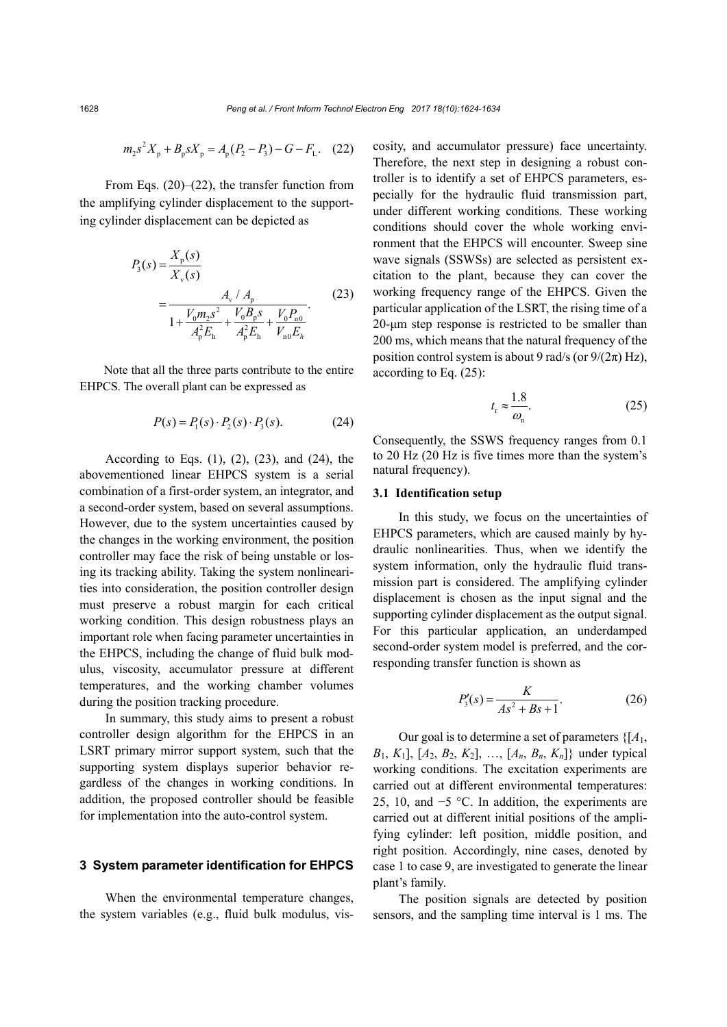$$m_2 s^2 X_\mathrm{p} + B_\mathrm{p} s X_\mathrm{p} = A_\mathrm{p}(P_2 - P_3) - G - F_\mathrm{L}. \quad (22)$$

From Eqs. (20)–(22), the transfer function from the amplifying cylinder displacement to the supporting cylinder displacement can be depicted as

$$P_3(s) = \frac{X_\mathrm{p}(s)}{X_\mathrm{v}(s)} = \frac{A_\mathrm{v} / A_\mathrm{p}}{1 + \dfrac{V_0 m_2 s^2}{A_\mathrm{p}^2 E_\mathrm{h}} + \dfrac{V_0 B_\mathrm{p} s}{A_\mathrm{p}^2 E_\mathrm{h}} + \dfrac{V_0 P_{\mathrm{n}0}}{V_{\mathrm{n}0} E_h}}. \quad (23)$$

Note that all the three parts contribute to the entire EHPCS. The overall plant can be expressed as

$$P(s) = P_1(s) \cdot P_2(s) \cdot P_3(s). \quad (24)$$

According to Eqs. (1), (2), (23), and (24), the abovementioned linear EHPCS system is a serial combination of a first-order system, an integrator, and a second-order system, based on several assumptions. However, due to the system uncertainties caused by the changes in the working environment, the position controller may face the risk of being unstable or losing its tracking ability. Taking the system nonlinearities into consideration, the position controller design must preserve a robust margin for each critical working condition. This design robustness plays an important role when facing parameter uncertainties in the EHPCS, including the change of fluid bulk modulus, viscosity, accumulator pressure at different temperatures, and the working chamber volumes during the position tracking procedure.

In summary, this study aims to present a robust controller design algorithm for the EHPCS in an LSRT primary mirror support system, such that the supporting system displays superior behavior regardless of the changes in working conditions. In addition, the proposed controller should be feasible for implementation into the auto-control system.

## 3 System parameter identification for EHPCS

When the environmental temperature changes, the system variables (e.g., fluid bulk modulus, viscosity, and accumulator pressure) face uncertainty. Therefore, the next step in designing a robust controller is to identify a set of EHPCS parameters, especially for the hydraulic fluid transmission part, under different working conditions. These working conditions should cover the whole working environment that the EHPCS will encounter. Sweep sine wave signals (SSWSs) are selected as persistent excitation to the plant, because they can cover the working frequency range of the EHPCS. Given the particular application of the LSRT, the rising time of a 20-μm step response is restricted to be smaller than 200 ms, which means that the natural frequency of the position control system is about 9 rad/s (or $9/(2\pi)$ Hz), according to Eq. (25):

$$t_\mathrm{r} \approx \frac{1.8}{\omega_\mathrm{n}}. \quad (25)$$

Consequently, the SSWS frequency ranges from 0.1 to 20 Hz (20 Hz is five times more than the system's natural frequency).

### 3.1 Identification setup

In this study, we focus on the uncertainties of EHPCS parameters, which are caused mainly by hydraulic nonlinearities. Thus, when we identify the system information, only the hydraulic fluid transmission part is considered. The amplifying cylinder displacement is chosen as the input signal and the supporting cylinder displacement as the output signal. For this particular application, an underdamped second-order system model is preferred, and the corresponding transfer function is shown as

$$P_3'(s) = \frac{K}{As^2 + Bs + 1}. \quad (26)$$

Our goal is to determine a set of parameters $\{[A_1, B_1, K_1], [A_2, B_2, K_2], \ldots, [A_n, B_n, K_n]\}$ under typical working conditions. The excitation experiments are carried out at different environmental temperatures: 25, 10, and −5 °C. In addition, the experiments are carried out at different initial positions of the amplifying cylinder: left position, middle position, and right position. Accordingly, nine cases, denoted by case 1 to case 9, are investigated to generate the linear plant's family.

The position signals are detected by position sensors, and the sampling time interval is 1 ms. The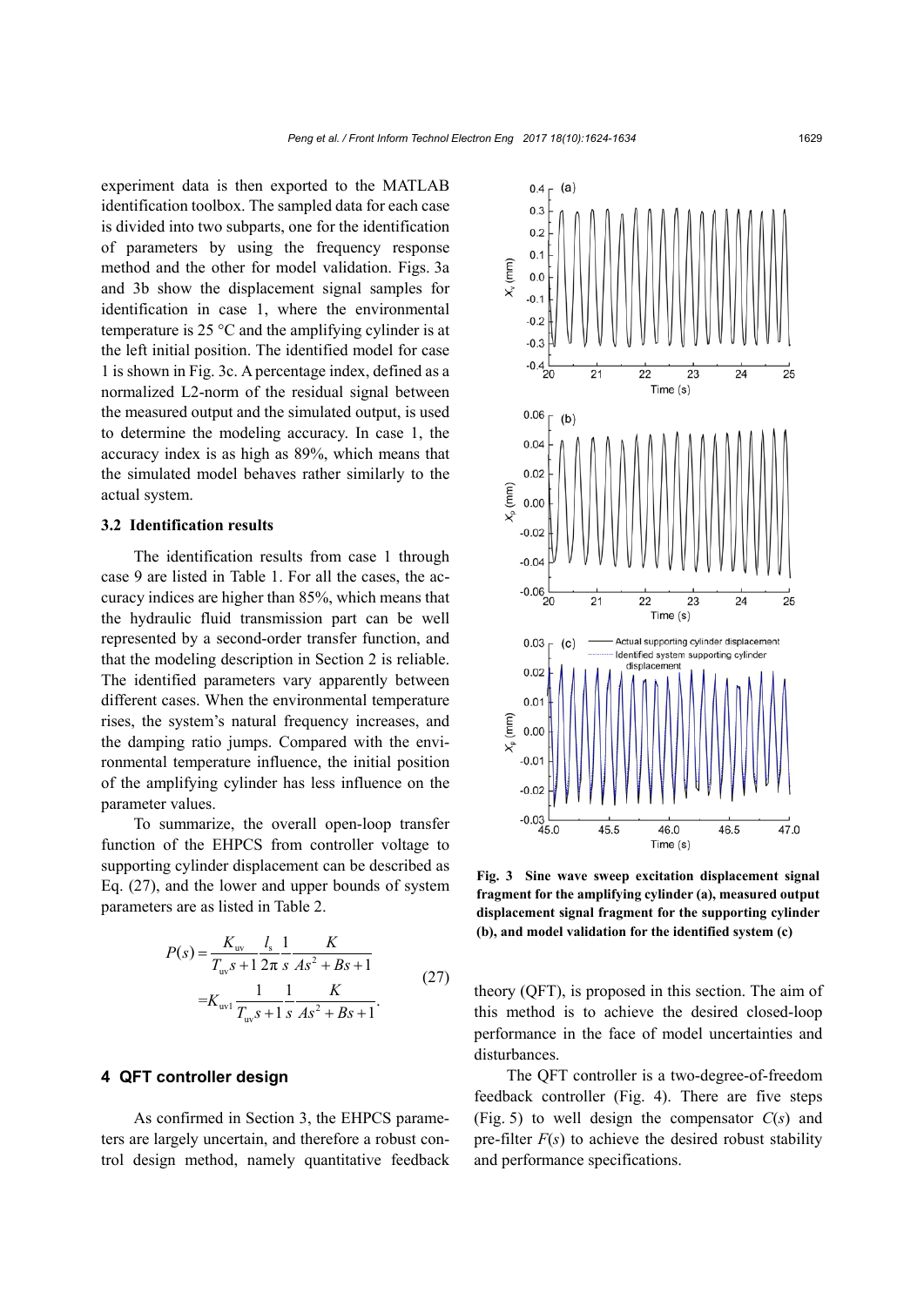experiment data is then exported to the MATLAB identification toolbox. The sampled data for each case is divided into two subparts, one for the identification of parameters by using the frequency response method and the other for model validation. Figs. 3a and 3b show the displacement signal samples for identification in case 1, where the environmental temperature is 25 °C and the amplifying cylinder is at the left initial position. The identified model for case 1 is shown in Fig. 3c. A percentage index, defined as a normalized L2-norm of the residual signal between the measured output and the simulated output, is used to determine the modeling accuracy. In case 1, the accuracy index is as high as 89%, which means that the simulated model behaves rather similarly to the actual system.

### 3.2 Identification results

The identification results from case 1 through case 9 are listed in Table 1. For all the cases, the accuracy indices are higher than 85%, which means that the hydraulic fluid transmission part can be well represented by a second-order transfer function, and that the modeling description in Section 2 is reliable. The identified parameters vary apparently between different cases. When the environmental temperature rises, the system's natural frequency increases, and the damping ratio jumps. Compared with the environmental temperature influence, the initial position of the amplifying cylinder has less influence on the parameter values.

To summarize, the overall open-loop transfer function of the EHPCS from controller voltage to supporting cylinder displacement can be described as Eq. (27), and the lower and upper bounds of system parameters are as listed in Table 2.

$$
\begin{aligned}
P(s) &= \frac{K_{\mathrm{uv}}}{T_{\mathrm{uv}}s+1}\frac{l_{\mathrm{s}}}{2\pi}\frac{1}{s}\frac{K}{As^2+Bs+1} \\
&= K_{\mathrm{uv1}}\frac{1}{T_{\mathrm{uv}}s+1}\frac{1}{s}\frac{K}{As^2+Bs+1}.
\end{aligned} \tag{27}
$$

Fig. 3 Sine wave sweep excitation displacement signal fragment for the amplifying cylinder (a), measured output displacement signal fragment for the supporting cylinder (b), and model validation for the identified system (c)

## 4 QFT controller design

As confirmed in Section 3, the EHPCS parameters are largely uncertain, and therefore a robust control design method, namely quantitative feedback theory (QFT), is proposed in this section. The aim of this method is to achieve the desired closed-loop performance in the face of model uncertainties and disturbances.

The QFT controller is a two-degree-of-freedom feedback controller (Fig. 4). There are five steps (Fig. 5) to well design the compensator $C(s)$ and pre-filter $F(s)$ to achieve the desired robust stability and performance specifications.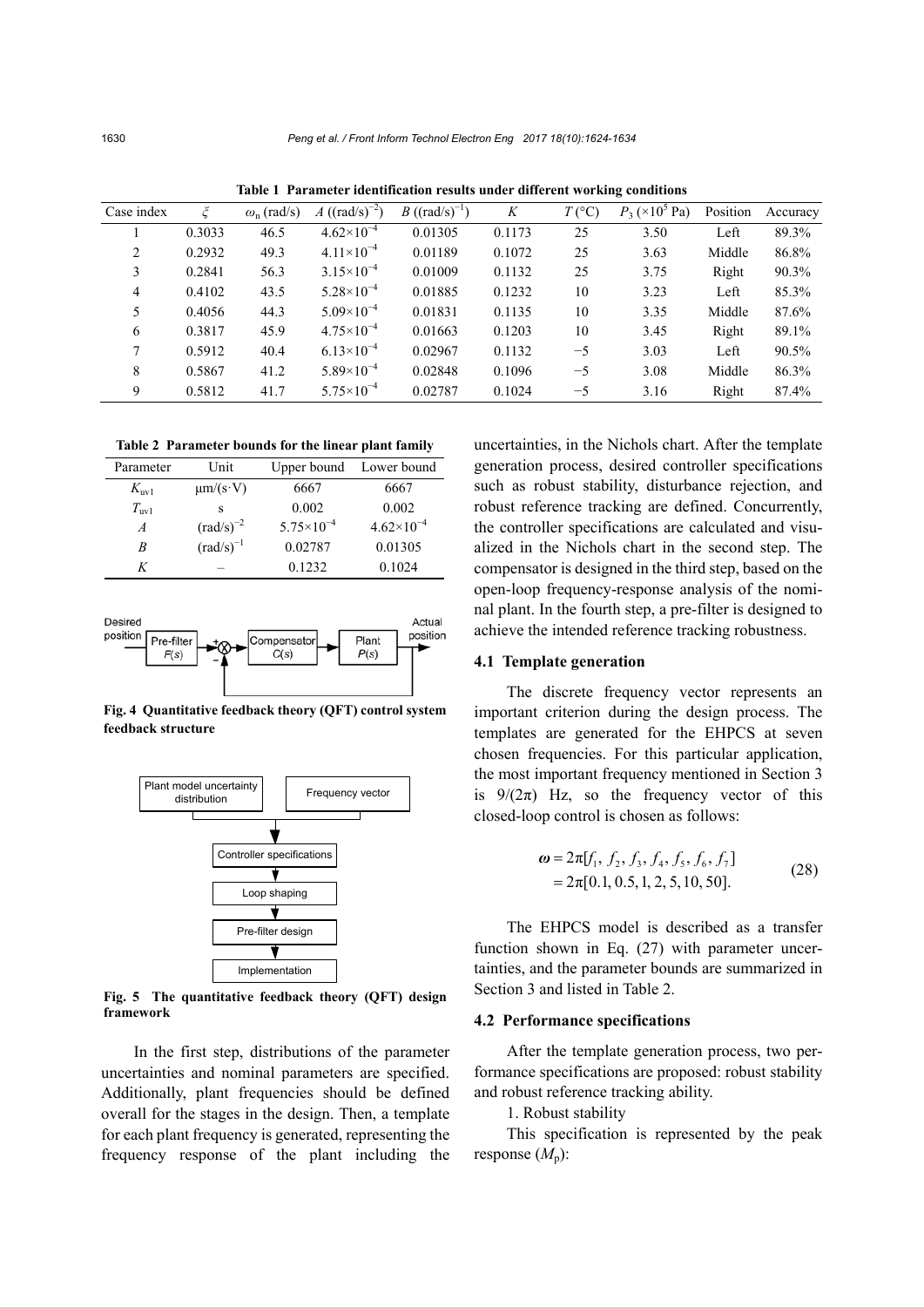**Table 1 Parameter identification results under different working conditions**

| Case index | $\xi$ | $\omega_n$ (rad/s) | $A$ ((rad/s)$^{-2}$) | $B$ ((rad/s)$^{-1}$) | $K$ | $T$ (°C) | $P_3$ (×10$^5$ Pa) | Position | Accuracy |
|---|---|---|---|---|---|---|---|---|---|
| 1 | 0.3033 | 46.5 | $4.62\times10^{-4}$ | 0.01305 | 0.1173 | 25 | 3.50 | Left | 89.3% |
| 2 | 0.2932 | 49.3 | $4.11\times10^{-4}$ | 0.01189 | 0.1072 | 25 | 3.63 | Middle | 86.8% |
| 3 | 0.2841 | 56.3 | $3.15\times10^{-4}$ | 0.01009 | 0.1132 | 25 | 3.75 | Right | 90.3% |
| 4 | 0.4102 | 43.5 | $5.28\times10^{-4}$ | 0.01885 | 0.1232 | 10 | 3.23 | Left | 85.3% |
| 5 | 0.4056 | 44.3 | $5.09\times10^{-4}$ | 0.01831 | 0.1135 | 10 | 3.35 | Middle | 87.6% |
| 6 | 0.3817 | 45.9 | $4.75\times10^{-4}$ | 0.01663 | 0.1203 | 10 | 3.45 | Right | 89.1% |
| 7 | 0.5912 | 40.4 | $6.13\times10^{-4}$ | 0.02967 | 0.1132 | −5 | 3.03 | Left | 90.5% |
| 8 | 0.5867 | 41.2 | $5.89\times10^{-4}$ | 0.02848 | 0.1096 | −5 | 3.08 | Middle | 86.3% |
| 9 | 0.5812 | 41.7 | $5.75\times10^{-4}$ | 0.02787 | 0.1024 | −5 | 3.16 | Right | 87.4% |

**Table 2 Parameter bounds for the linear plant family**

| Parameter | Unit | Upper bound | Lower bound |
|---|---|---|---|
| $K_{uv1}$ | μm/(s·V) | 6667 | 6667 |
| $T_{uv1}$ | s | 0.002 | 0.002 |
| $A$ | (rad/s)$^{-2}$ | $5.75\times10^{-4}$ | $4.62\times10^{-4}$ |
| $B$ | (rad/s)$^{-1}$ | 0.02787 | 0.01305 |
| $K$ | – | 0.1232 | 0.1024 |

Desired position → Pre-filter $F(s)$ → + ⊗ − → Compensator $C(s)$ → Plant $P(s)$ → Actual position

**Fig. 4 Quantitative feedback theory (QFT) control system feedback structure**

Plant model uncertainty distribution; Frequency vector → Controller specifications → Loop shaping → Pre-filter design → Implementation

**Fig. 5 The quantitative feedback theory (QFT) design framework**

In the first step, distributions of the parameter uncertainties and nominal parameters are specified. Additionally, plant frequencies should be defined overall for the stages in the design. Then, a template for each plant frequency is generated, representing the frequency response of the plant including the uncertainties, in the Nichols chart. After the template generation process, desired controller specifications such as robust stability, disturbance rejection, and robust reference tracking are defined. Concurrently, the controller specifications are calculated and visualized in the Nichols chart in the second step. The compensator is designed in the third step, based on the open-loop frequency-response analysis of the nominal plant. In the fourth step, a pre-filter is designed to achieve the intended reference tracking robustness.

### 4.1 Template generation

The discrete frequency vector represents an important criterion during the design process. The templates are generated for the EHPCS at seven chosen frequencies. For this particular application, the most important frequency mentioned in Section 3 is $9/(2\pi)$ Hz, so the frequency vector of this closed-loop control is chosen as follows:

$$\begin{aligned}\boldsymbol{\omega} &= 2\pi[f_1,\ f_2,\ f_3,\ f_4,\ f_5,\ f_6,\ f_7] \\ &= 2\pi[0.1, 0.5, 1, 2, 5, 10, 50].\end{aligned} \tag{28}$$

The EHPCS model is described as a transfer function shown in Eq. (27) with parameter uncertainties, and the parameter bounds are summarized in Section 3 and listed in Table 2.

### 4.2 Performance specifications

After the template generation process, two performance specifications are proposed: robust stability and robust reference tracking ability.

1. Robust stability

This specification is represented by the peak response ($M_p$):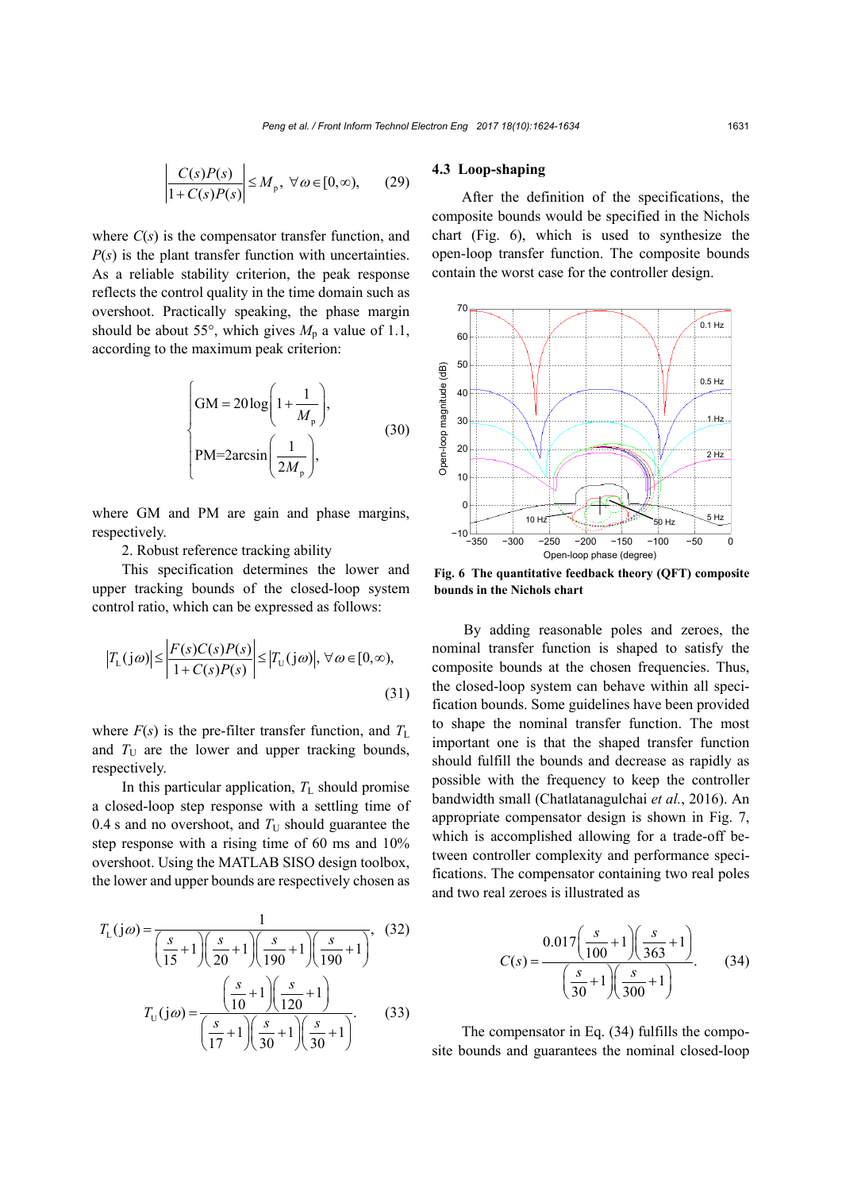$$\left|\frac{C(s)P(s)}{1+C(s)P(s)}\right| \le M_{\text{p}},\ \forall\omega\in[0,\infty), \tag{29}$$

where $C(s)$ is the compensator transfer function, and $P(s)$ is the plant transfer function with uncertainties. As a reliable stability criterion, the peak response reflects the control quality in the time domain such as overshoot. Practically speaking, the phase margin should be about 55°, which gives $M_{\text{p}}$ a value of 1.1, according to the maximum peak criterion:

$$\begin{cases} \text{GM} = 20\log\left(1+\dfrac{1}{M_{\text{p}}}\right), \\ \text{PM}=2\arcsin\left(\dfrac{1}{2M_{\text{p}}}\right), \end{cases} \tag{30}$$

where GM and PM are gain and phase margins, respectively.

2. Robust reference tracking ability

This specification determines the lower and upper tracking bounds of the closed-loop system control ratio, which can be expressed as follows:

$$|T_{\text{L}}(\text{j}\omega)| \le \left|\frac{F(s)C(s)P(s)}{1+C(s)P(s)}\right| \le |T_{\text{U}}(\text{j}\omega)|,\ \forall\omega\in[0,\infty), \tag{31}$$

where $F(s)$ is the pre-filter transfer function, and $T_{\text{L}}$ and $T_{\text{U}}$ are the lower and upper tracking bounds, respectively.

In this particular application, $T_{\text{L}}$ should promise a closed-loop step response with a settling time of 0.4 s and no overshoot, and $T_{\text{U}}$ should guarantee the step response with a rising time of 60 ms and 10% overshoot. Using the MATLAB SISO design toolbox, the lower and upper bounds are respectively chosen as

$$T_{\text{L}}(\text{j}\omega) = \frac{1}{\left(\dfrac{s}{15}+1\right)\left(\dfrac{s}{20}+1\right)\left(\dfrac{s}{190}+1\right)\left(\dfrac{s}{190}+1\right)}, \tag{32}$$

$$T_{\text{U}}(\text{j}\omega) = \frac{\left(\dfrac{s}{10}+1\right)\left(\dfrac{s}{120}+1\right)}{\left(\dfrac{s}{17}+1\right)\left(\dfrac{s}{30}+1\right)\left(\dfrac{s}{30}+1\right)}. \tag{33}$$

### 4.3 Loop-shaping

After the definition of the specifications, the composite bounds would be specified in the Nichols chart (Fig. 6), which is used to synthesize the open-loop transfer function. The composite bounds contain the worst case for the controller design.

**Fig. 6 The quantitative feedback theory (QFT) composite bounds in the Nichols chart**

By adding reasonable poles and zeroes, the nominal transfer function is shaped to satisfy the composite bounds at the chosen frequencies. Thus, the closed-loop system can behave within all specification bounds. Some guidelines have been provided to shape the nominal transfer function. The most important one is that the shaped transfer function should fulfill the bounds and decrease as rapidly as possible with the frequency to keep the controller bandwidth small (Chatlatanagulchai *et al.*, 2016). An appropriate compensator design is shown in Fig. 7, which is accomplished allowing for a trade-off between controller complexity and performance specifications. The compensator containing two real poles and two real zeroes is illustrated as

$$C(s) = \frac{0.017\left(\dfrac{s}{100}+1\right)\left(\dfrac{s}{363}+1\right)}{\left(\dfrac{s}{30}+1\right)\left(\dfrac{s}{300}+1\right)}. \tag{34}$$

The compensator in Eq. (34) fulfills the composite bounds and guarantees the nominal closed-loop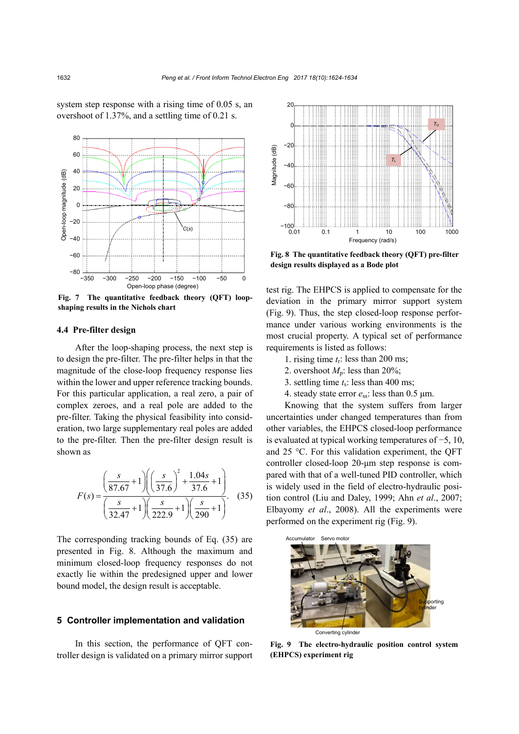system step response with a rising time of 0.05 s, an overshoot of 1.37%, and a settling time of 0.21 s.

Fig. 7 The quantitative feedback theory (QFT) loop-shaping results in the Nichols chart

### 4.4 Pre-filter design

After the loop-shaping process, the next step is to design the pre-filter. The pre-filter helps in that the magnitude of the close-loop frequency response lies within the lower and upper reference tracking bounds. For this particular application, a real zero, a pair of complex zeroes, and a real pole are added to the pre-filter. Taking the physical feasibility into consideration, two large supplementary real poles are added to the pre-filter. Then the pre-filter design result is shown as

$$F(s)=\frac{\left(\frac{s}{87.67}+1\right)\left(\left(\frac{s}{37.6}\right)^2+\frac{1.04s}{37.6}+1\right)}{\left(\frac{s}{32.47}+1\right)\left(\frac{s}{222.9}+1\right)\left(\frac{s}{290}+1\right)}. \quad (35)$$

The corresponding tracking bounds of Eq. (35) are presented in Fig. 8. Although the maximum and minimum closed-loop frequency responses do not exactly lie within the predesigned upper and lower bound model, the design result is acceptable.

## 5 Controller implementation and validation

In this section, the performance of QFT controller design is validated on a primary mirror support test rig. The EHPCS is applied to compensate for the deviation in the primary mirror support system (Fig. 9). Thus, the step closed-loop response performance under various working environments is the most crucial property. A typical set of performance requirements is listed as follows:

1. rising time $t_r$: less than 200 ms;
2. overshoot $M_p$: less than 20%;
3. settling time $t_s$: less than 400 ms;
4. steady state error $e_{ss}$: less than 0.5 μm.

Fig. 8 The quantitative feedback theory (QFT) pre-filter design results displayed as a Bode plot

Knowing that the system suffers from larger uncertainties under changed temperatures than from other variables, the EHPCS closed-loop performance is evaluated at typical working temperatures of −5, 10, and 25 °C. For this validation experiment, the QFT controller closed-loop 20-μm step response is compared with that of a well-tuned PID controller, which is widely used in the field of electro-hydraulic position control (Liu and Daley, 1999; Ahn *et al*., 2007; Elbayomy *et al*., 2008). All the experiments were performed on the experiment rig (Fig. 9).

Fig. 9 The electro-hydraulic position control system (EHPCS) experiment rig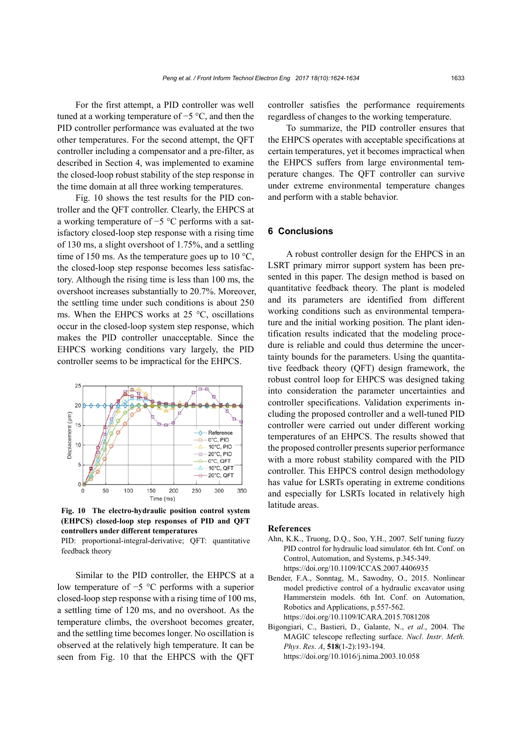For the first attempt, a PID controller was well tuned at a working temperature of −5 °C, and then the PID controller performance was evaluated at the two other temperatures. For the second attempt, the QFT controller including a compensator and a pre-filter, as described in Section 4, was implemented to examine the closed-loop robust stability of the step response in the time domain at all three working temperatures.

Fig. 10 shows the test results for the PID controller and the QFT controller. Clearly, the EHPCS at a working temperature of −5 °C performs with a satisfactory closed-loop step response with a rising time of 130 ms, a slight overshoot of 1.75%, and a settling time of 150 ms. As the temperature goes up to 10 °C, the closed-loop step response becomes less satisfactory. Although the rising time is less than 100 ms, the overshoot increases substantially to 20.7%. Moreover, the settling time under such conditions is about 250 ms. When the EHPCS works at 25 °C, oscillations occur in the closed-loop system step response, which makes the PID controller unacceptable. Since the EHPCS working conditions vary largely, the PID controller seems to be impractical for the EHPCS.

**Fig. 10 The electro-hydraulic position control system (EHPCS) closed-loop step responses of PID and QFT controllers under different temperatures**

PID: proportional-integral-derivative; QFT: quantitative feedback theory

Similar to the PID controller, the EHPCS at a low temperature of −5 °C performs with a superior closed-loop step response with a rising time of 100 ms, a settling time of 120 ms, and no overshoot. As the temperature climbs, the overshoot becomes greater, and the settling time becomes longer. No oscillation is observed at the relatively high temperature. It can be seen from Fig. 10 that the EHPCS with the QFT controller satisfies the performance requirements regardless of changes to the working temperature.

To summarize, the PID controller ensures that the EHPCS operates with acceptable specifications at certain temperatures, yet it becomes impractical when the EHPCS suffers from large environmental temperature changes. The QFT controller can survive under extreme environmental temperature changes and perform with a stable behavior.

## 6 Conclusions

A robust controller design for the EHPCS in an LSRT primary mirror support system has been presented in this paper. The design method is based on quantitative feedback theory. The plant is modeled and its parameters are identified from different working conditions such as environmental temperature and the initial working position. The plant identification results indicated that the modeling procedure is reliable and could thus determine the uncertainty bounds for the parameters. Using the quantitative feedback theory (QFT) design framework, the robust control loop for EHPCS was designed taking into consideration the parameter uncertainties and controller specifications. Validation experiments including the proposed controller and a well-tuned PID controller were carried out under different working temperatures of an EHPCS. The results showed that the proposed controller presents superior performance with a more robust stability compared with the PID controller. This EHPCS control design methodology has value for LSRTs operating in extreme conditions and especially for LSRTs located in relatively high latitude areas.

## References

Ahn, K.K., Truong, D.Q., Soo, Y.H., 2007. Self tuning fuzzy PID control for hydraulic load simulator. 6th Int. Conf. on Control, Automation, and Systems, p.345-349. https://doi.org/10.1109/ICCAS.2007.4406935

Bender, F.A., Sonntag, M., Sawodny, O., 2015. Nonlinear model predictive control of a hydraulic excavator using Hammerstein models. 6th Int. Conf. on Automation, Robotics and Applications, p.557-562. https://doi.org/10.1109/ICARA.2015.7081208

Bigongiari, C., Bastieri, D., Galante, N., *et al*., 2004. The MAGIC telescope reflecting surface. *Nucl. Instr. Meth. Phys. Res. A*, **518**(1-2):193-194. https://doi.org/10.1016/j.nima.2003.10.058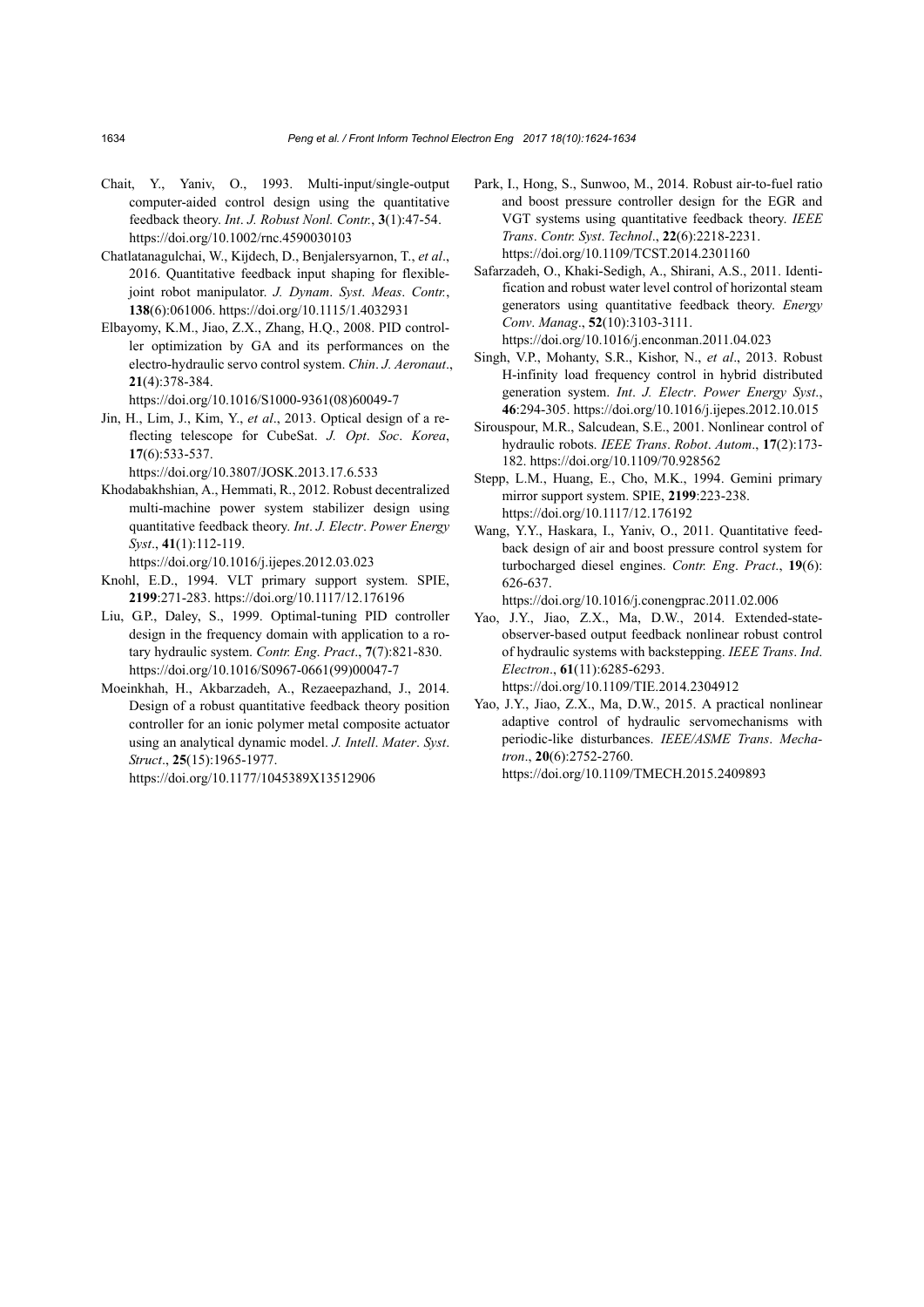Chait, Y., Yaniv, O., 1993. Multi-input/single-output computer-aided control design using the quantitative feedback theory. *Int*. *J. Robust Nonl. Contr.*, **3**(1):47-54. https://doi.org/10.1002/rnc.4590030103

Chatlatanagulchai, W., Kijdech, D., Benjalersyarnon, T., *et al*., 2016. Quantitative feedback input shaping for flexible-joint robot manipulator. *J. Dynam*. *Syst*. *Meas*. *Contr.*, **138**(6):061006. https://doi.org/10.1115/1.4032931

Elbayomy, K.M., Jiao, Z.X., Zhang, H.Q., 2008. PID controller optimization by GA and its performances on the electro-hydraulic servo control system. *Chin*. *J*. *Aeronaut*., **21**(4):378-384. https://doi.org/10.1016/S1000-9361(08)60049-7

Jin, H., Lim, J., Kim, Y., *et al*., 2013. Optical design of a reflecting telescope for CubeSat. *J. Opt*. *Soc*. *Korea*, **17**(6):533-537. https://doi.org/10.3807/JOSK.2013.17.6.533

Khodabakhshian, A., Hemmati, R., 2012. Robust decentralized multi-machine power system stabilizer design using quantitative feedback theory. *Int*. *J. Electr*. *Power Energy Syst*., **41**(1):112-119. https://doi.org/10.1016/j.ijepes.2012.03.023

Knohl, E.D., 1994. VLT primary support system. SPIE, **2199**:271-283. https://doi.org/10.1117/12.176196

Liu, G.P., Daley, S., 1999. Optimal-tuning PID controller design in the frequency domain with application to a rotary hydraulic system. *Contr. Eng. Pract*., **7**(7):821-830. https://doi.org/10.1016/S0967-0661(99)00047-7

Moeinkhah, H., Akbarzadeh, A., Rezaeepazhand, J., 2014. Design of a robust quantitative feedback theory position controller for an ionic polymer metal composite actuator using an analytical dynamic model. *J. Intell*. *Mater*. *Syst*. *Struct*., **25**(15):1965-1977. https://doi.org/10.1177/1045389X13512906

Park, I., Hong, S., Sunwoo, M., 2014. Robust air-to-fuel ratio and boost pressure controller design for the EGR and VGT systems using quantitative feedback theory. *IEEE Trans*. *Contr. Syst*. *Technol*., **22**(6):2218-2231. https://doi.org/10.1109/TCST.2014.2301160

Safarzadeh, O., Khaki-Sedigh, A., Shirani, A.S., 2011. Identification and robust water level control of horizontal steam generators using quantitative feedback theory. *Energy Conv*. *Manag*., **52**(10):3103-3111. https://doi.org/10.1016/j.enconman.2011.04.023

Singh, V.P., Mohanty, S.R., Kishor, N., *et al*., 2013. Robust H-infinity load frequency control in hybrid distributed generation system. *Int*. *J. Electr*. *Power Energy Syst*., **46**:294-305. https://doi.org/10.1016/j.ijepes.2012.10.015

Sirouspour, M.R., Salcudean, S.E., 2001. Nonlinear control of hydraulic robots. *IEEE Trans*. *Robot*. *Autom*., **17**(2):173-182. https://doi.org/10.1109/70.928562

Stepp, L.M., Huang, E., Cho, M.K., 1994. Gemini primary mirror support system. SPIE, **2199**:223-238. https://doi.org/10.1117/12.176192

Wang, Y.Y., Haskara, I., Yaniv, O., 2011. Quantitative feedback design of air and boost pressure control system for turbocharged diesel engines. *Contr. Eng*. *Pract*., **19**(6):626-637. https://doi.org/10.1016/j.conengprac.2011.02.006

Yao, J.Y., Jiao, Z.X., Ma, D.W., 2014. Extended-state-observer-based output feedback nonlinear robust control of hydraulic systems with backstepping. *IEEE Trans*. *Ind. Electron*., **61**(11):6285-6293. https://doi.org/10.1109/TIE.2014.2304912

Yao, J.Y., Jiao, Z.X., Ma, D.W., 2015. A practical nonlinear adaptive control of hydraulic servomechanisms with periodic-like disturbances. *IEEE/ASME Trans*. *Mechatron*., **20**(6):2752-2760. https://doi.org/10.1109/TMECH.2015.2409893